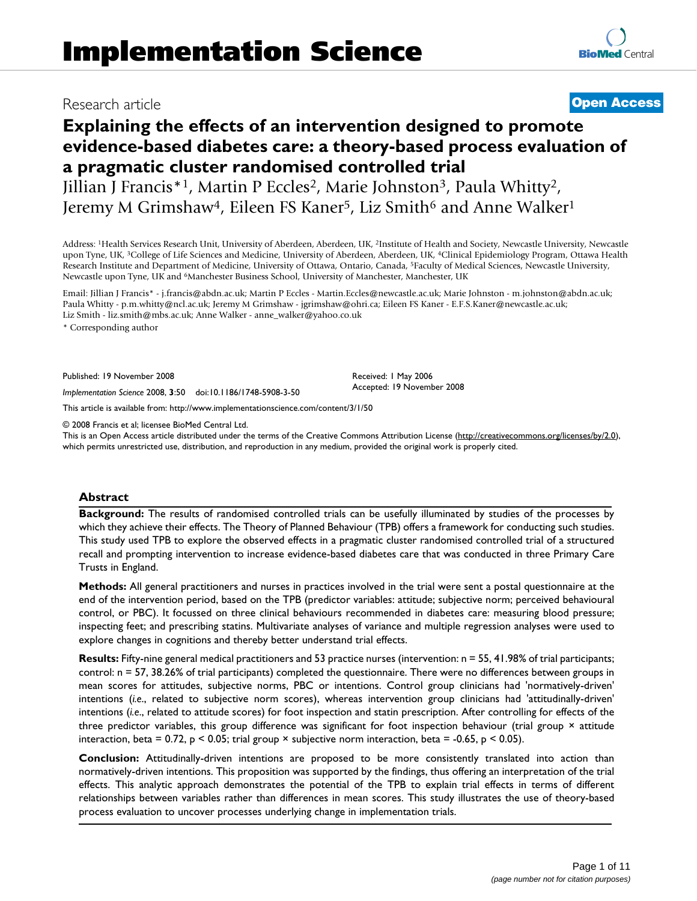# Implementation Science

Research article

**Open Access**

# Explaining the effects of an intervention designed to promote evidence-based diabetes care: a theory-based process evaluation of a pragmatic cluster randomised controlled trial

Jillian J Francis*[1], Martin P Eccles[2], Marie Johnston[3], Paula Whitty[2], Jeremy M Grimshaw[4], Eileen FS Kaner[5], Liz Smith[6] and Anne Walker[1]

Address: [1]Health Services Research Unit, University of Aberdeen, Aberdeen, UK, [2]Institute of Health and Society, Newcastle University, Newcastle upon Tyne, UK, [3]College of Life Sciences and Medicine, University of Aberdeen, Aberdeen, UK, [4]Clinical Epidemiology Program, Ottawa Health Research Institute and Department of Medicine, University of Ottawa, Ontario, Canada, [5]Faculty of Medical Sciences, Newcastle University, Newcastle upon Tyne, UK and [6]Manchester Business School, University of Manchester, Manchester, UK

Email: Jillian J Francis* - j.francis@abdn.ac.uk; Martin P Eccles - Martin.Eccles@newcastle.ac.uk; Marie Johnston - m.johnston@abdn.ac.uk; Paula Whitty - p.m.whitty@ncl.ac.uk; Jeremy M Grimshaw - jgrimshaw@ohri.ca; Eileen FS Kaner - E.F.S.Kaner@newcastle.ac.uk; Liz Smith - liz.smith@mbs.ac.uk; Anne Walker - anne_walker@yahoo.co.uk

* Corresponding author

Published: 19 November 2008

*Implementation Science* 2008, **3**:50 doi:10.1186/1748-5908-3-50

Received: 1 May 2006

Accepted: 19 November 2008

This article is available from: http://www.implementationscience.com/content/3/1/50

© 2008 Francis et al; licensee BioMed Central Ltd.

This is an Open Access article distributed under the terms of the Creative Commons Attribution License (http://creativecommons.org/licenses/by/2.0), which permits unrestricted use, distribution, and reproduction in any medium, provided the original work is properly cited.

## Abstract

**Background:** The results of randomised controlled trials can be usefully illuminated by studies of the processes by which they achieve their effects. The Theory of Planned Behaviour (TPB) offers a framework for conducting such studies. This study used TPB to explore the observed effects in a pragmatic cluster randomised controlled trial of a structured recall and prompting intervention to increase evidence-based diabetes care that was conducted in three Primary Care Trusts in England.

**Methods:** All general practitioners and nurses in practices involved in the trial were sent a postal questionnaire at the end of the intervention period, based on the TPB (predictor variables: attitude; subjective norm; perceived behavioural control, or PBC). It focussed on three clinical behaviours recommended in diabetes care: measuring blood pressure; inspecting feet; and prescribing statins. Multivariate analyses of variance and multiple regression analyses were used to explore changes in cognitions and thereby better understand trial effects.

**Results:** Fifty-nine general medical practitioners and 53 practice nurses (intervention: n = 55, 41.98% of trial participants; control: n = 57, 38.26% of trial participants) completed the questionnaire. There were no differences between groups in mean scores for attitudes, subjective norms, PBC or intentions. Control group clinicians had 'normatively-driven' intentions (*i.e.*, related to subjective norm scores), whereas intervention group clinicians had 'attitudinally-driven' intentions (*i.e.*, related to attitude scores) for foot inspection and statin prescription. After controlling for effects of the three predictor variables, this group difference was significant for foot inspection behaviour (trial group × attitude interaction, beta = 0.72, $p < 0.05$; trial group × subjective norm interaction, beta = -0.65, $p < 0.05$).

**Conclusion:** Attitudinally-driven intentions are proposed to be more consistently translated into action than normatively-driven intentions. This proposition was supported by the findings, thus offering an interpretation of the trial effects. This analytic approach demonstrates the potential of the TPB to explain trial effects in terms of different relationships between variables rather than differences in mean scores. This study illustrates the use of theory-based process evaluation to uncover processes underlying change in implementation trials.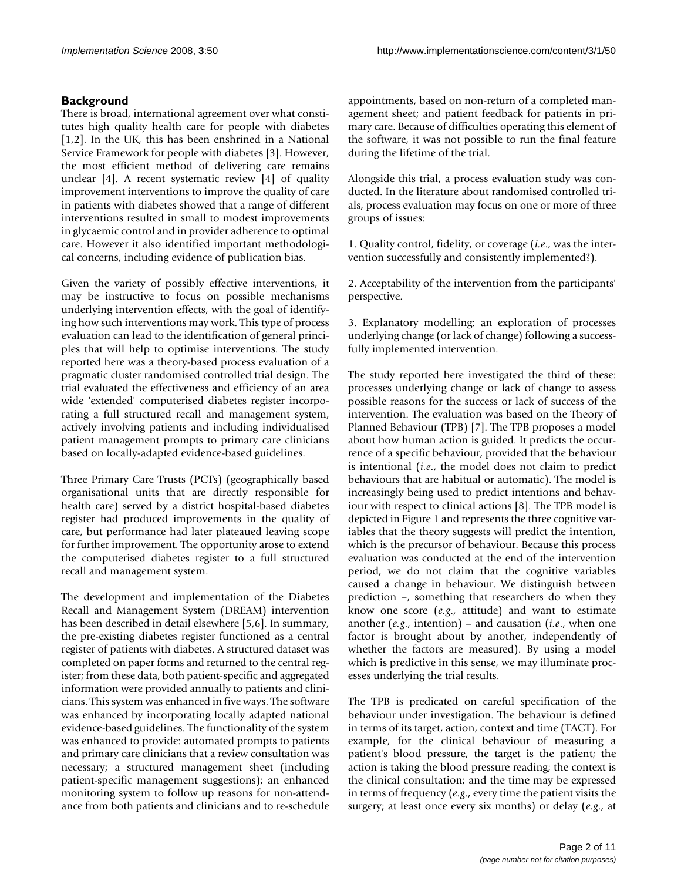## Background

There is broad, international agreement over what constitutes high quality health care for people with diabetes [1,2]. In the UK, this has been enshrined in a National Service Framework for people with diabetes [3]. However, the most efficient method of delivering care remains unclear [4]. A recent systematic review [4] of quality improvement interventions to improve the quality of care in patients with diabetes showed that a range of different interventions resulted in small to modest improvements in glycaemic control and in provider adherence to optimal care. However it also identified important methodological concerns, including evidence of publication bias.

Given the variety of possibly effective interventions, it may be instructive to focus on possible mechanisms underlying intervention effects, with the goal of identifying how such interventions may work. This type of process evaluation can lead to the identification of general principles that will help to optimise interventions. The study reported here was a theory-based process evaluation of a pragmatic cluster randomised controlled trial design. The trial evaluated the effectiveness and efficiency of an area wide 'extended' computerised diabetes register incorporating a full structured recall and management system, actively involving patients and including individualised patient management prompts to primary care clinicians based on locally-adapted evidence-based guidelines.

Three Primary Care Trusts (PCTs) (geographically based organisational units that are directly responsible for health care) served by a district hospital-based diabetes register had produced improvements in the quality of care, but performance had later plateaued leaving scope for further improvement. The opportunity arose to extend the computerised diabetes register to a full structured recall and management system.

The development and implementation of the Diabetes Recall and Management System (DREAM) intervention has been described in detail elsewhere [5,6]. In summary, the pre-existing diabetes register functioned as a central register of patients with diabetes. A structured dataset was completed on paper forms and returned to the central register; from these data, both patient-specific and aggregated information were provided annually to patients and clinicians. This system was enhanced in five ways. The software was enhanced by incorporating locally adapted national evidence-based guidelines. The functionality of the system was enhanced to provide: automated prompts to patients and primary care clinicians that a review consultation was necessary; a structured management sheet (including patient-specific management suggestions); an enhanced monitoring system to follow up reasons for non-attendance from both patients and clinicians and to re-schedule appointments, based on non-return of a completed management sheet; and patient feedback for patients in primary care. Because of difficulties operating this element of the software, it was not possible to run the final feature during the lifetime of the trial.

Alongside this trial, a process evaluation study was conducted. In the literature about randomised controlled trials, process evaluation may focus on one or more of three groups of issues:

1. Quality control, fidelity, or coverage (*i.e.*, was the intervention successfully and consistently implemented?).

2. Acceptability of the intervention from the participants' perspective.

3. Explanatory modelling: an exploration of processes underlying change (or lack of change) following a successfully implemented intervention.

The study reported here investigated the third of these: processes underlying change or lack of change to assess possible reasons for the success or lack of success of the intervention. The evaluation was based on the Theory of Planned Behaviour (TPB) [7]. The TPB proposes a model about how human action is guided. It predicts the occurrence of a specific behaviour, provided that the behaviour is intentional (*i.e.*, the model does not claim to predict behaviours that are habitual or automatic). The model is increasingly being used to predict intentions and behaviour with respect to clinical actions [8]. The TPB model is depicted in Figure 1 and represents the three cognitive variables that the theory suggests will predict the intention, which is the precursor of behaviour. Because this process evaluation was conducted at the end of the intervention period, we do not claim that the cognitive variables caused a change in behaviour. We distinguish between prediction –, something that researchers do when they know one score (*e.g.*, attitude) and want to estimate another (*e.g.*, intention) – and causation (*i.e.*, when one factor is brought about by another, independently of whether the factors are measured). By using a model which is predictive in this sense, we may illuminate processes underlying the trial results.

The TPB is predicated on careful specification of the behaviour under investigation. The behaviour is defined in terms of its target, action, context and time (TACT). For example, for the clinical behaviour of measuring a patient's blood pressure, the target is the patient; the action is taking the blood pressure reading; the context is the clinical consultation; and the time may be expressed in terms of frequency (*e.g.*, every time the patient visits the surgery; at least once every six months) or delay (*e.g.*, at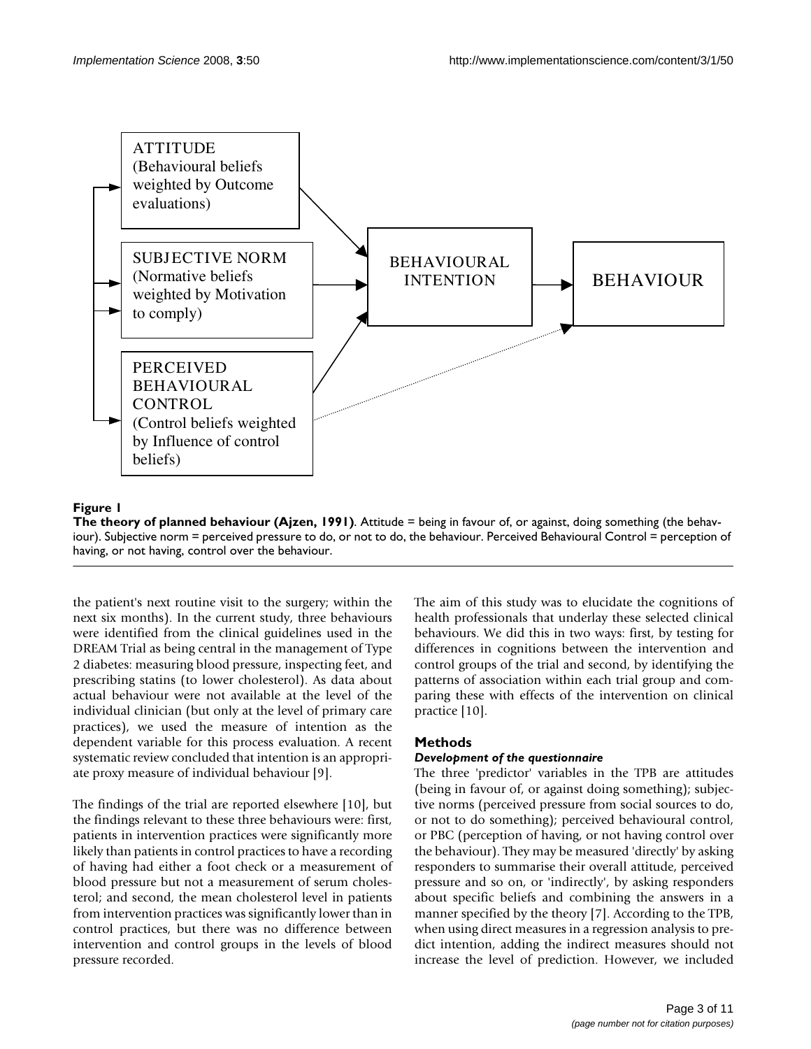ATTITUDE
(Behavioural beliefs weighted by Outcome evaluations)

SUBJECTIVE NORM
(Normative beliefs weighted by Motivation to comply)

PERCEIVED BEHAVIOURAL CONTROL
(Control beliefs weighted by Influence of control beliefs)

BEHAVIOURAL INTENTION

BEHAVIOUR

**Figure 1**

**The theory of planned behaviour (Ajzen, 1991)**. Attitude = being in favour of, or against, doing something (the behaviour). Subjective norm = perceived pressure to do, or not to do, the behaviour. Perceived Behavioural Control = perception of having, or not having, control over the behaviour.

the patient's next routine visit to the surgery; within the next six months). In the current study, three behaviours were identified from the clinical guidelines used in the DREAM Trial as being central in the management of Type 2 diabetes: measuring blood pressure, inspecting feet, and prescribing statins (to lower cholesterol). As data about actual behaviour were not available at the level of the individual clinician (but only at the level of primary care practices), we used the measure of intention as the dependent variable for this process evaluation. A recent systematic review concluded that intention is an appropriate proxy measure of individual behaviour [9].

The findings of the trial are reported elsewhere [10], but the findings relevant to these three behaviours were: first, patients in intervention practices were significantly more likely than patients in control practices to have a recording of having had either a foot check or a measurement of blood pressure but not a measurement of serum cholesterol; and second, the mean cholesterol level in patients from intervention practices was significantly lower than in control practices, but there was no difference between intervention and control groups in the levels of blood pressure recorded.

The aim of this study was to elucidate the cognitions of health professionals that underlay these selected clinical behaviours. We did this in two ways: first, by testing for differences in cognitions between the intervention and control groups of the trial and second, by identifying the patterns of association within each trial group and comparing these with effects of the intervention on clinical practice [10].

## Methods

### *Development of the questionnaire*

The three 'predictor' variables in the TPB are attitudes (being in favour of, or against doing something); subjective norms (perceived pressure from social sources to do, or not to do something); perceived behavioural control, or PBC (perception of having, or not having control over the behaviour). They may be measured 'directly' by asking responders to summarise their overall attitude, perceived pressure and so on, or 'indirectly', by asking responders about specific beliefs and combining the answers in a manner specified by the theory [7]. According to the TPB, when using direct measures in a regression analysis to predict intention, adding the indirect measures should not increase the level of prediction. However, we included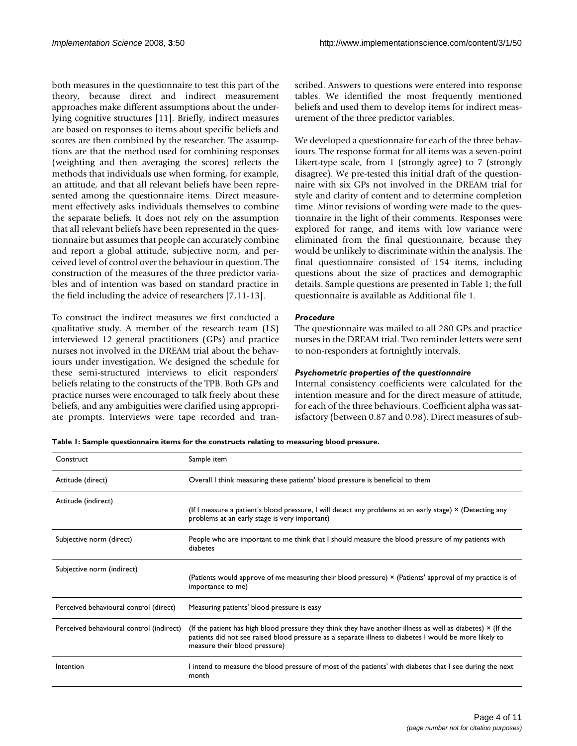both measures in the questionnaire to test this part of the theory, because direct and indirect measurement approaches make different assumptions about the underlying cognitive structures [11]. Briefly, indirect measures are based on responses to items about specific beliefs and scores are then combined by the researcher. The assumptions are that the method used for combining responses (weighting and then averaging the scores) reflects the methods that individuals use when forming, for example, an attitude, and that all relevant beliefs have been represented among the questionnaire items. Direct measurement effectively asks individuals themselves to combine the separate beliefs. It does not rely on the assumption that all relevant beliefs have been represented in the questionnaire but assumes that people can accurately combine and report a global attitude, subjective norm, and perceived level of control over the behaviour in question. The construction of the measures of the three predictor variables and of intention was based on standard practice in the field including the advice of researchers [7,11-13].

To construct the indirect measures we first conducted a qualitative study. A member of the research team (LS) interviewed 12 general practitioners (GPs) and practice nurses not involved in the DREAM trial about the behaviours under investigation. We designed the schedule for these semi-structured interviews to elicit responders' beliefs relating to the constructs of the TPB. Both GPs and practice nurses were encouraged to talk freely about these beliefs, and any ambiguities were clarified using appropriate prompts. Interviews were tape recorded and transcribed. Answers to questions were entered into response tables. We identified the most frequently mentioned beliefs and used them to develop items for indirect measurement of the three predictor variables.

We developed a questionnaire for each of the three behaviours. The response format for all items was a seven-point Likert-type scale, from 1 (strongly agree) to 7 (strongly disagree). We pre-tested this initial draft of the questionnaire with six GPs not involved in the DREAM trial for style and clarity of content and to determine completion time. Minor revisions of wording were made to the questionnaire in the light of their comments. Responses were explored for range, and items with low variance were eliminated from the final questionnaire, because they would be unlikely to discriminate within the analysis. The final questionnaire consisted of 154 items, including questions about the size of practices and demographic details. Sample questions are presented in Table 1; the full questionnaire is available as Additional file 1.

### *Procedure*

The questionnaire was mailed to all 280 GPs and practice nurses in the DREAM trial. Two reminder letters were sent to non-responders at fortnightly intervals.

### *Psychometric properties of the questionnaire*

Internal consistency coefficients were calculated for the intention measure and for the direct measure of attitude, for each of the three behaviours. Coefficient alpha was satisfactory (between 0.87 and 0.98). Direct measures of sub-

**Table 1: Sample questionnaire items for the constructs relating to measuring blood pressure.**

| Construct | Sample item |
| --- | --- |
| Attitude (direct) | Overall I think measuring these patients' blood pressure is beneficial to them |
| Attitude (indirect) | (If I measure a patient's blood pressure, I will detect any problems at an early stage) × (Detecting any problems at an early stage is very important) |
| Subjective norm (direct) | People who are important to me think that I should measure the blood pressure of my patients with diabetes |
| Subjective norm (indirect) | (Patients would approve of me measuring their blood pressure) × (Patients' approval of my practice is of importance to me) |
| Perceived behavioural control (direct) | Measuring patients' blood pressure is easy |
| Perceived behavioural control (indirect) | (If the patient has high blood pressure they think they have another illness as well as diabetes) × (If the patients did not see raised blood pressure as a separate illness to diabetes I would be more likely to measure their blood pressure) |
| Intention | I intend to measure the blood pressure of most of the patients' with diabetes that I see during the next month |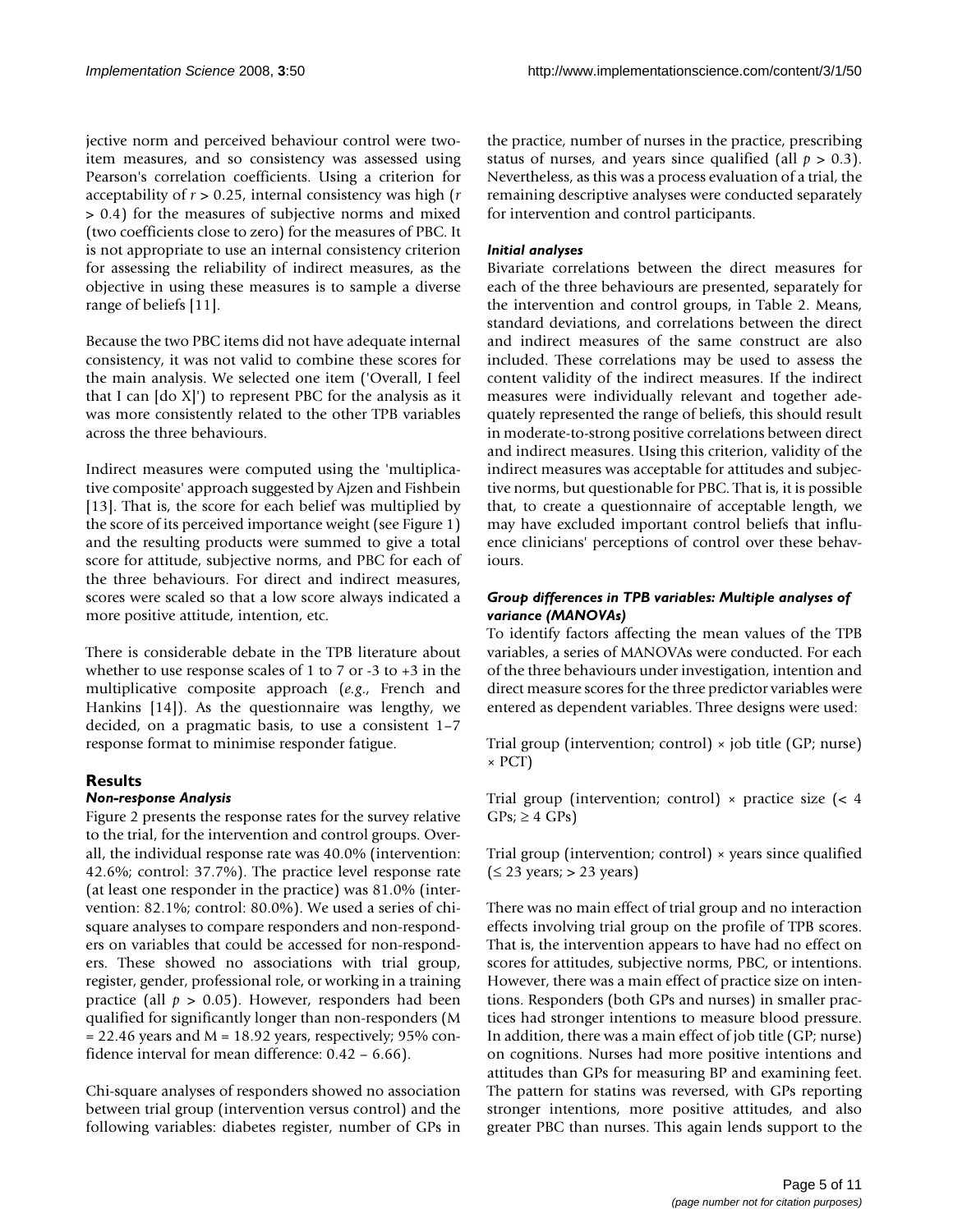jective norm and perceived behaviour control were two-item measures, and so consistency was assessed using Pearson's correlation coefficients. Using a criterion for acceptability of $r > 0.25$, internal consistency was high ($r > 0.4$) for the measures of subjective norms and mixed (two coefficients close to zero) for the measures of PBC. It is not appropriate to use an internal consistency criterion for assessing the reliability of indirect measures, as the objective in using these measures is to sample a diverse range of beliefs [11].

Because the two PBC items did not have adequate internal consistency, it was not valid to combine these scores for the main analysis. We selected one item ('Overall, I feel that I can [do X]') to represent PBC for the analysis as it was more consistently related to the other TPB variables across the three behaviours.

Indirect measures were computed using the 'multiplicative composite' approach suggested by Ajzen and Fishbein [13]. That is, the score for each belief was multiplied by the score of its perceived importance weight (see Figure 1) and the resulting products were summed to give a total score for attitude, subjective norms, and PBC for each of the three behaviours. For direct and indirect measures, scores were scaled so that a low score always indicated a more positive attitude, intention, etc.

There is considerable debate in the TPB literature about whether to use response scales of 1 to 7 or -3 to +3 in the multiplicative composite approach (*e.g.*, French and Hankins [14]). As the questionnaire was lengthy, we decided, on a pragmatic basis, to use a consistent 1–7 response format to minimise responder fatigue.

## Results

### *Non-response Analysis*

Figure 2 presents the response rates for the survey relative to the trial, for the intervention and control groups. Overall, the individual response rate was 40.0% (intervention: 42.6%; control: 37.7%). The practice level response rate (at least one responder in the practice) was 81.0% (intervention: 82.1%; control: 80.0%). We used a series of chi-square analyses to compare responders and non-responders on variables that could be accessed for non-responders. These showed no associations with trial group, register, gender, professional role, or working in a training practice (all $p > 0.05$). However, responders had been qualified for significantly longer than non-responders (M = 22.46 years and M = 18.92 years, respectively; 95% confidence interval for mean difference: 0.42 – 6.66).

Chi-square analyses of responders showed no association between trial group (intervention versus control) and the following variables: diabetes register, number of GPs in the practice, number of nurses in the practice, prescribing status of nurses, and years since qualified (all $p > 0.3$). Nevertheless, as this was a process evaluation of a trial, the remaining descriptive analyses were conducted separately for intervention and control participants.

### *Initial analyses*

Bivariate correlations between the direct measures for each of the three behaviours are presented, separately for the intervention and control groups, in Table 2. Means, standard deviations, and correlations between the direct and indirect measures of the same construct are also included. These correlations may be used to assess the content validity of the indirect measures. If the indirect measures were individually relevant and together adequately represented the range of beliefs, this should result in moderate-to-strong positive correlations between direct and indirect measures. Using this criterion, validity of the indirect measures was acceptable for attitudes and subjective norms, but questionable for PBC. That is, it is possible that, to create a questionnaire of acceptable length, we may have excluded important control beliefs that influence clinicians' perceptions of control over these behaviours.

### *Group differences in TPB variables: Multiple analyses of variance (MANOVAs)*

To identify factors affecting the mean values of the TPB variables, a series of MANOVAs were conducted. For each of the three behaviours under investigation, intention and direct measure scores for the three predictor variables were entered as dependent variables. Three designs were used:

Trial group (intervention; control) × job title (GP; nurse) × PCT)

Trial group (intervention; control) × practice size (< 4 GPs; ≥ 4 GPs)

Trial group (intervention; control) × years since qualified (≤ 23 years; > 23 years)

There was no main effect of trial group and no interaction effects involving trial group on the profile of TPB scores. That is, the intervention appears to have had no effect on scores for attitudes, subjective norms, PBC, or intentions. However, there was a main effect of practice size on intentions. Responders (both GPs and nurses) in smaller practices had stronger intentions to measure blood pressure. In addition, there was a main effect of job title (GP; nurse) on cognitions. Nurses had more positive intentions and attitudes than GPs for measuring BP and examining feet. The pattern for statins was reversed, with GPs reporting stronger intentions, more positive attitudes, and also greater PBC than nurses. This again lends support to the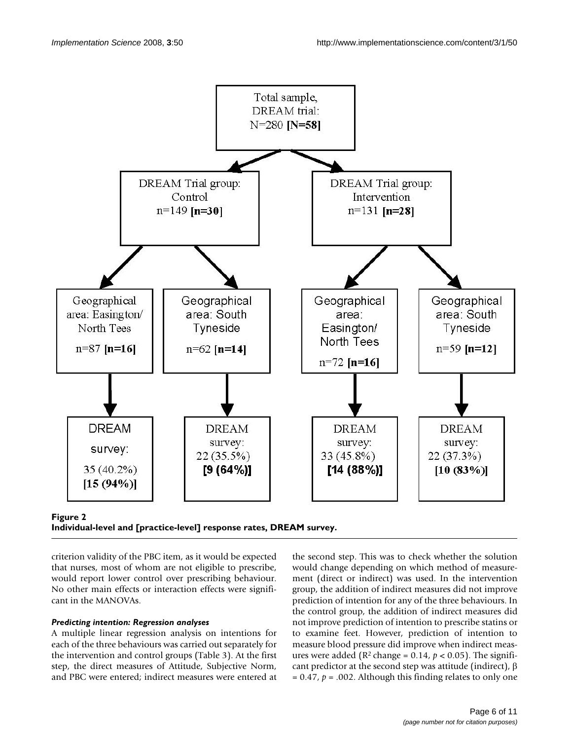**Figure 2**
**Individual-level and [practice-level] response rates, DREAM survey.**

criterion validity of the PBC item, as it would be expected that nurses, most of whom are not eligible to prescribe, would report lower control over prescribing behaviour. No other main effects or interaction effects were significant in the MANOVAs.

#### *Predicting intention: Regression analyses*

A multiple linear regression analysis on intentions for each of the three behaviours was carried out separately for the intervention and control groups (Table 3). At the first step, the direct measures of Attitude, Subjective Norm, and PBC were entered; indirect measures were entered at the second step. This was to check whether the solution would change depending on which method of measurement (direct or indirect) was used. In the intervention group, the addition of indirect measures did not improve prediction of intention for any of the three behaviours. In the control group, the addition of indirect measures did not improve prediction of intention to prescribe statins or to examine feet. However, prediction of intention to measure blood pressure did improve when indirect measures were added ($R^2$ change = 0.14, $p < 0.05$). The significant predictor at the second step was attitude (indirect), $\beta = 0.47$, $p = .002$. Although this finding relates to only one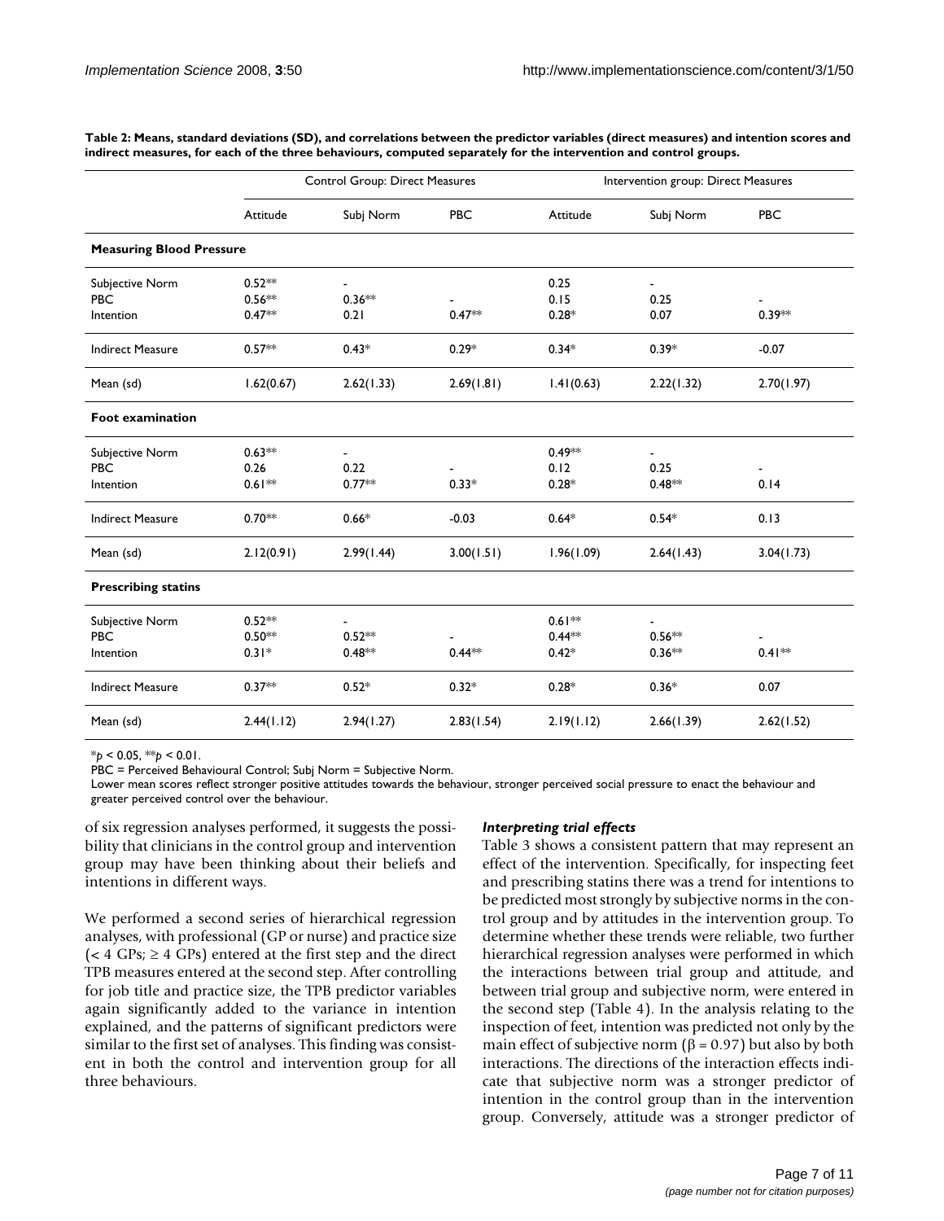**Table 2: Means, standard deviations (SD), and correlations between the predictor variables (direct measures) and intention scores and indirect measures, for each of the three behaviours, computed separately for the intervention and control groups.**

| | Control Group: Direct Measures | | | Intervention group: Direct Measures | | |
|---|---|---|---|---|---|---|
| | Attitude | Subj Norm | PBC | Attitude | Subj Norm | PBC |
| **Measuring Blood Pressure** | | | | | | |
| Subjective Norm | 0.52** | - | | 0.25 | - | |
| PBC | 0.56** | 0.36** | - | 0.15 | 0.25 | - |
| Intention | 0.47** | 0.21 | 0.47** | 0.28* | 0.07 | 0.39** |
| Indirect Measure | 0.57** | 0.43* | 0.29* | 0.34* | 0.39* | -0.07 |
| Mean (sd) | 1.62(0.67) | 2.62(1.33) | 2.69(1.81) | 1.41(0.63) | 2.22(1.32) | 2.70(1.97) |
| **Foot examination** | | | | | | |
| Subjective Norm | 0.63** | - | | 0.49** | - | |
| PBC | 0.26 | 0.22 | - | 0.12 | 0.25 | - |
| Intention | 0.61** | 0.77** | 0.33* | 0.28* | 0.48** | 0.14 |
| Indirect Measure | 0.70** | 0.66* | -0.03 | 0.64* | 0.54* | 0.13 |
| Mean (sd) | 2.12(0.91) | 2.99(1.44) | 3.00(1.51) | 1.96(1.09) | 2.64(1.43) | 3.04(1.73) |
| **Prescribing statins** | | | | | | |
| Subjective Norm | 0.52** | - | | 0.61** | - | |
| PBC | 0.50** | 0.52** | - | 0.44** | 0.56** | - |
| Intention | 0.31* | 0.48** | 0.44** | 0.42* | 0.36** | 0.41** |
| Indirect Measure | 0.37** | 0.52* | 0.32* | 0.28* | 0.36* | 0.07 |
| Mean (sd) | 2.44(1.12) | 2.94(1.27) | 2.83(1.54) | 2.19(1.12) | 2.66(1.39) | 2.62(1.52) |

*$p < 0.05$, **$p < 0.01$.
PBC = Perceived Behavioural Control; Subj Norm = Subjective Norm.
Lower mean scores reflect stronger positive attitudes towards the behaviour, stronger perceived social pressure to enact the behaviour and greater perceived control over the behaviour.

of six regression analyses performed, it suggests the possibility that clinicians in the control group and intervention group may have been thinking about their beliefs and intentions in different ways.

We performed a second series of hierarchical regression analyses, with professional (GP or nurse) and practice size (< 4 GPs; ≥ 4 GPs) entered at the first step and the direct TPB measures entered at the second step. After controlling for job title and practice size, the TPB predictor variables again significantly added to the variance in intention explained, and the patterns of significant predictors were similar to the first set of analyses. This finding was consistent in both the control and intervention group for all three behaviours.

### *Interpreting trial effects*

Table 3 shows a consistent pattern that may represent an effect of the intervention. Specifically, for inspecting feet and prescribing statins there was a trend for intentions to be predicted most strongly by subjective norms in the control group and by attitudes in the intervention group. To determine whether these trends were reliable, two further hierarchical regression analyses were performed in which the interactions between trial group and attitude, and between trial group and subjective norm, were entered in the second step (Table 4). In the analysis relating to the inspection of feet, intention was predicted not only by the main effect of subjective norm ($\beta = 0.97$) but also by both interactions. The directions of the interaction effects indicate that subjective norm was a stronger predictor of intention in the control group than in the intervention group. Conversely, attitude was a stronger predictor of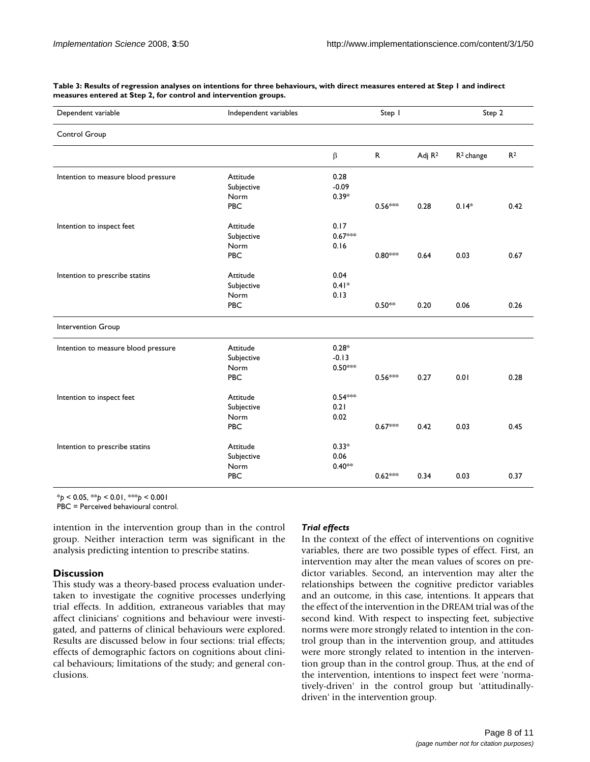**Table 3: Results of regression analyses on intentions for three behaviours, with direct measures entered at Step 1 and indirect measures entered at Step 2, for control and intervention groups.**

| Dependent variable | Independent variables | Step 1 | | | Step 2 | |
|---|---|---|---|---|---|---|
| **Control Group** | | | | | | |
| | | β | R | Adj $R^2$ | $R^2$ change | $R^2$ |
| Intention to measure blood pressure | Attitude | 0.28 | | | | |
| | Subjective Norm | -0.09 | | | | |
| | PBC | 0.39* | 0.56*** | 0.28 | 0.14* | 0.42 |
| Intention to inspect feet | Attitude | 0.17 | | | | |
| | Subjective Norm | 0.67*** | | | | |
| | PBC | 0.16 | 0.80*** | 0.64 | 0.03 | 0.67 |
| Intention to prescribe statins | Attitude | 0.04 | | | | |
| | Subjective Norm | 0.41* | | | | |
| | PBC | 0.13 | 0.50** | 0.20 | 0.06 | 0.26 |
| **Intervention Group** | | | | | | |
| Intention to measure blood pressure | Attitude | 0.28* | | | | |
| | Subjective Norm | -0.13 | | | | |
| | PBC | 0.50*** | 0.56*** | 0.27 | 0.01 | 0.28 |
| Intention to inspect feet | Attitude | 0.54*** | | | | |
| | Subjective Norm | 0.21 | | | | |
| | PBC | 0.02 | 0.67*** | 0.42 | 0.03 | 0.45 |
| Intention to prescribe statins | Attitude | 0.33* | | | | |
| | Subjective Norm | 0.06 | | | | |
| | PBC | 0.40** | 0.62*** | 0.34 | 0.03 | 0.37 |

*$p < 0.05$, **$p < 0.01$, ***$p < 0.001$
PBC = Perceived behavioural control.

intention in the intervention group than in the control group. Neither interaction term was significant in the analysis predicting intention to prescribe statins.

## Discussion

This study was a theory-based process evaluation undertaken to investigate the cognitive processes underlying trial effects. In addition, extraneous variables that may affect clinicians' cognitions and behaviour were investigated, and patterns of clinical behaviours were explored. Results are discussed below in four sections: trial effects; effects of demographic factors on cognitions about clinical behaviours; limitations of the study; and general conclusions.

### *Trial effects*

In the context of the effect of interventions on cognitive variables, there are two possible types of effect. First, an intervention may alter the mean values of scores on predictor variables. Second, an intervention may alter the relationships between the cognitive predictor variables and an outcome, in this case, intentions. It appears that the effect of the intervention in the DREAM trial was of the second kind. With respect to inspecting feet, subjective norms were more strongly related to intention in the control group than in the intervention group, and attitudes were more strongly related to intention in the intervention group than in the control group. Thus, at the end of the intervention, intentions to inspect feet were 'normatively-driven' in the control group but 'attitudinally-driven' in the intervention group.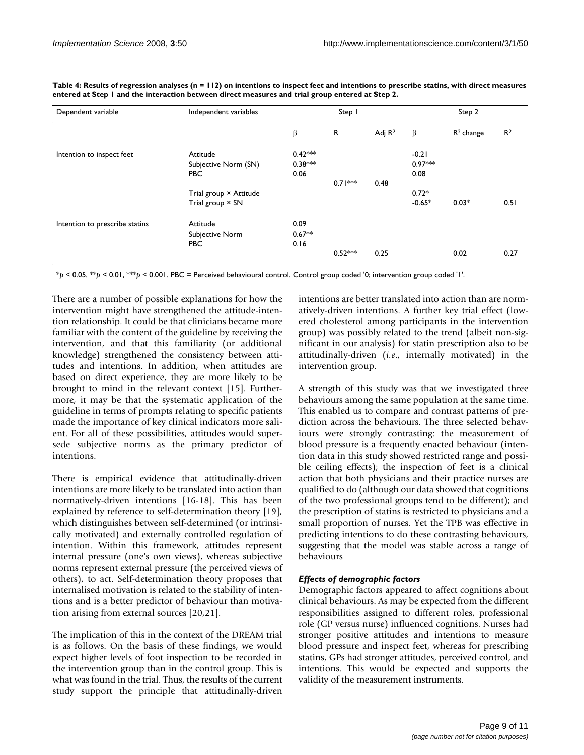**Table 4: Results of regression analyses (n = 112) on intentions to inspect feet and intentions to prescribe statins, with direct measures entered at Step 1 and the interaction between direct measures and trial group entered at Step 2.**

| Dependent variable | Independent variables | Step 1 | | | Step 2 | | |
|---|---|---|---|---|---|---|---|
| | | β | R | Adj $R^2$ | β | $R^2$ change | $R^2$ |
| Intention to inspect feet | Attitude | 0.42*** | | | -0.21 | | |
| | Subjective Norm (SN) | 0.38*** | | | 0.97*** | | |
| | PBC | 0.06 | 0.71*** | 0.48 | 0.08 | | |
| | Trial group × Attitude | | | | 0.72* | | |
| | Trial group × SN | | | | -0.65* | 0.03* | 0.51 |
| Intention to prescribe statins | Attitude | 0.09 | | | | | |
| | Subjective Norm | 0.67** | | | | | |
| | PBC | 0.16 | 0.52*** | 0.25 | | 0.02 | 0.27 |

*$p < 0.05$, **$p < 0.01$, ***$p < 0.001$. PBC = Perceived behavioural control. Control group coded '0'; intervention group coded '1'.

There are a number of possible explanations for how the intervention might have strengthened the attitude-intention relationship. It could be that clinicians became more familiar with the content of the guideline by receiving the intervention, and that this familiarity (or additional knowledge) strengthened the consistency between attitudes and intentions. In addition, when attitudes are based on direct experience, they are more likely to be brought to mind in the relevant context [15]. Furthermore, it may be that the systematic application of the guideline in terms of prompts relating to specific patients made the importance of key clinical indicators more salient. For all of these possibilities, attitudes would supersede subjective norms as the primary predictor of intentions.

There is empirical evidence that attitudinally-driven intentions are more likely to be translated into action than normatively-driven intentions [16-18]. This has been explained by reference to self-determination theory [19], which distinguishes between self-determined (or intrinsically motivated) and externally controlled regulation of intention. Within this framework, attitudes represent internal pressure (one's own views), whereas subjective norms represent external pressure (the perceived views of others), to act. Self-determination theory proposes that internalised motivation is related to the stability of intentions and is a better predictor of behaviour than motivation arising from external sources [20,21].

The implication of this in the context of the DREAM trial is as follows. On the basis of these findings, we would expect higher levels of foot inspection to be recorded in the intervention group than in the control group. This is what was found in the trial. Thus, the results of the current study support the principle that attitudinally-driven intentions are better translated into action than are normatively-driven intentions. A further key trial effect (lowered cholesterol among participants in the intervention group) was possibly related to the trend (albeit non-significant in our analysis) for statin prescription also to be attitudinally-driven (*i.e.*, internally motivated) in the intervention group.

A strength of this study was that we investigated three behaviours among the same population at the same time. This enabled us to compare and contrast patterns of prediction across the behaviours. The three selected behaviours were strongly contrasting: the measurement of blood pressure is a frequently enacted behaviour (intention data in this study showed restricted range and possible ceiling effects); the inspection of feet is a clinical action that both physicians and their practice nurses are qualified to do (although our data showed that cognitions of the two professional groups tend to be different); and the prescription of statins is restricted to physicians and a small proportion of nurses. Yet the TPB was effective in predicting intentions to do these contrasting behaviours, suggesting that the model was stable across a range of behaviours

### *Effects of demographic factors*

Demographic factors appeared to affect cognitions about clinical behaviours. As may be expected from the different responsibilities assigned to different roles, professional role (GP versus nurse) influenced cognitions. Nurses had stronger positive attitudes and intentions to measure blood pressure and inspect feet, whereas for prescribing statins, GPs had stronger attitudes, perceived control, and intentions. This would be expected and supports the validity of the measurement instruments.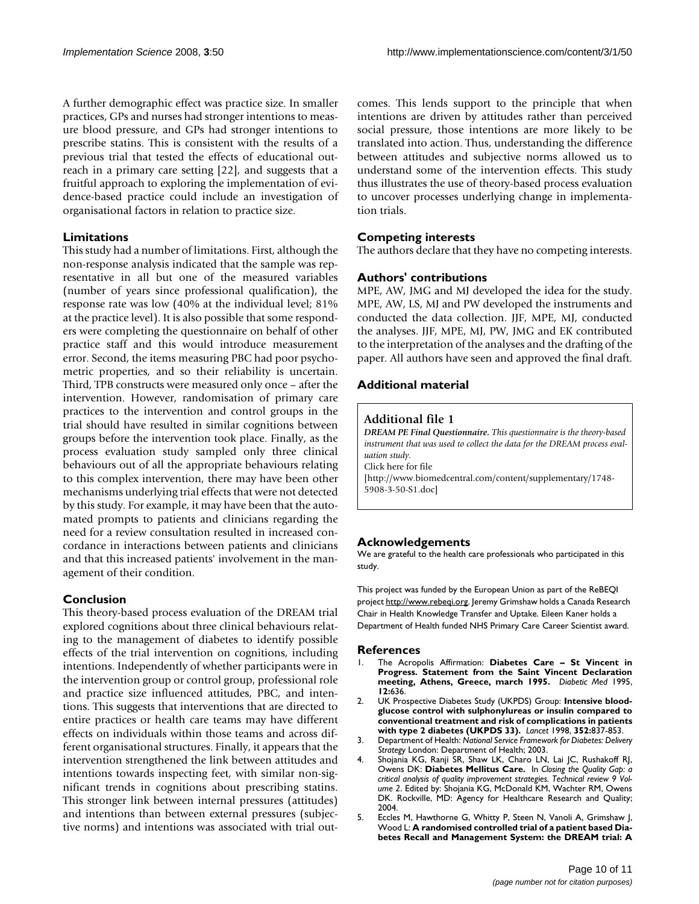A further demographic effect was practice size. In smaller practices, GPs and nurses had stronger intentions to measure blood pressure, and GPs had stronger intentions to prescribe statins. This is consistent with the results of a previous trial that tested the effects of educational outreach in a primary care setting [22], and suggests that a fruitful approach to exploring the implementation of evidence-based practice could include an investigation of organisational factors in relation to practice size.

### Limitations

This study had a number of limitations. First, although the non-response analysis indicated that the sample was representative in all but one of the measured variables (number of years since professional qualification), the response rate was low (40% at the individual level; 81% at the practice level). It is also possible that some responders were completing the questionnaire on behalf of other practice staff and this would introduce measurement error. Second, the items measuring PBC had poor psychometric properties, and so their reliability is uncertain. Third, TPB constructs were measured only once – after the intervention. However, randomisation of primary care practices to the intervention and control groups in the trial should have resulted in similar cognitions between groups before the intervention took place. Finally, as the process evaluation study sampled only three clinical behaviours out of all the appropriate behaviours relating to this complex intervention, there may have been other mechanisms underlying trial effects that were not detected by this study. For example, it may have been that the automated prompts to patients and clinicians regarding the need for a review consultation resulted in increased concordance in interactions between patients and clinicians and that this increased patients' involvement in the management of their condition.

### Conclusion

This theory-based process evaluation of the DREAM trial explored cognitions about three clinical behaviours relating to the management of diabetes to identify possible effects of the trial intervention on cognitions, including intentions. Independently of whether participants were in the intervention group or control group, professional role and practice size influenced attitudes, PBC, and intentions. This suggests that interventions that are directed to entire practices or health care teams may have different effects on individuals within those teams and across different organisational structures. Finally, it appears that the intervention strengthened the link between attitudes and intentions towards inspecting feet, with similar non-significant trends in cognitions about prescribing statins. This stronger link between internal pressures (attitudes) and intentions than between external pressures (subjective norms) and intentions was associated with trial outcomes. This lends support to the principle that when intentions are driven by attitudes rather than perceived social pressure, those intentions are more likely to be translated into action. Thus, understanding the difference between attitudes and subjective norms allowed us to understand some of the intervention effects. This study thus illustrates the use of theory-based process evaluation to uncover processes underlying change in implementation trials.

### Competing interests

The authors declare that they have no competing interests.

### Authors' contributions

MPE, AW, JMG and MJ developed the idea for the study. MPE, AW, LS, MJ and PW developed the instruments and conducted the data collection. JJF, MPE, MJ, conducted the analyses. JJF, MPE, MJ, PW, JMG and EK contributed to the interpretation of the analyses and the drafting of the paper. All authors have seen and approved the final draft.

### Additional material

**Additional file 1**

*DREAM PE Final Questionnaire. This questionnaire is the theory-based instrument that was used to collect the data for the DREAM process evaluation study.*

Click here for file

[http://www.biomedcentral.com/content/supplementary/1748-5908-3-50-S1.doc]

### Acknowledgements

We are grateful to the health care professionals who participated in this study.

This project was funded by the European Union as part of the ReBEQI project http://www.rebeqi.org. Jeremy Grimshaw holds a Canada Research Chair in Health Knowledge Transfer and Uptake. Eileen Kaner holds a Department of Health funded NHS Primary Care Career Scientist award.

### References

1. The Acropolis Affirmation: **Diabetes Care – St Vincent in Progress. Statement from the Saint Vincent Declaration meeting, Athens, Greece, march 1995.** *Diabetic Med* 1995, **12:**636.
2. UK Prospective Diabetes Study (UKPDS) Group: **Intensive blood-glucose control with sulphonylureas or insulin compared to conventional treatment and risk of complications in patients with type 2 diabetes (UKPDS 33).** *Lancet* 1998, **352:**837-853.
3. Department of Health: *National Service Framework for Diabetes: Delivery Strategy* London: Department of Health; 2003.
4. Shojania KG, Ranji SR, Shaw LK, Charo LN, Lai JC, Rushakoff RJ, Owens DK: **Diabetes Mellitus Care.** In *Closing the Quality Gap: a critical analysis of quality improvement strategies. Technical review 9 Volume 2*. Edited by: Shojania KG, McDonald KM, Wachter RM, Owens DK. Rockville, MD: Agency for Healthcare Research and Quality; 2004.
5. Eccles M, Hawthorne G, Whitty P, Steen N, Vanoli A, Grimshaw J, Wood L: **A randomised controlled trial of a patient based Diabetes Recall and Management System: the DREAM trial: A**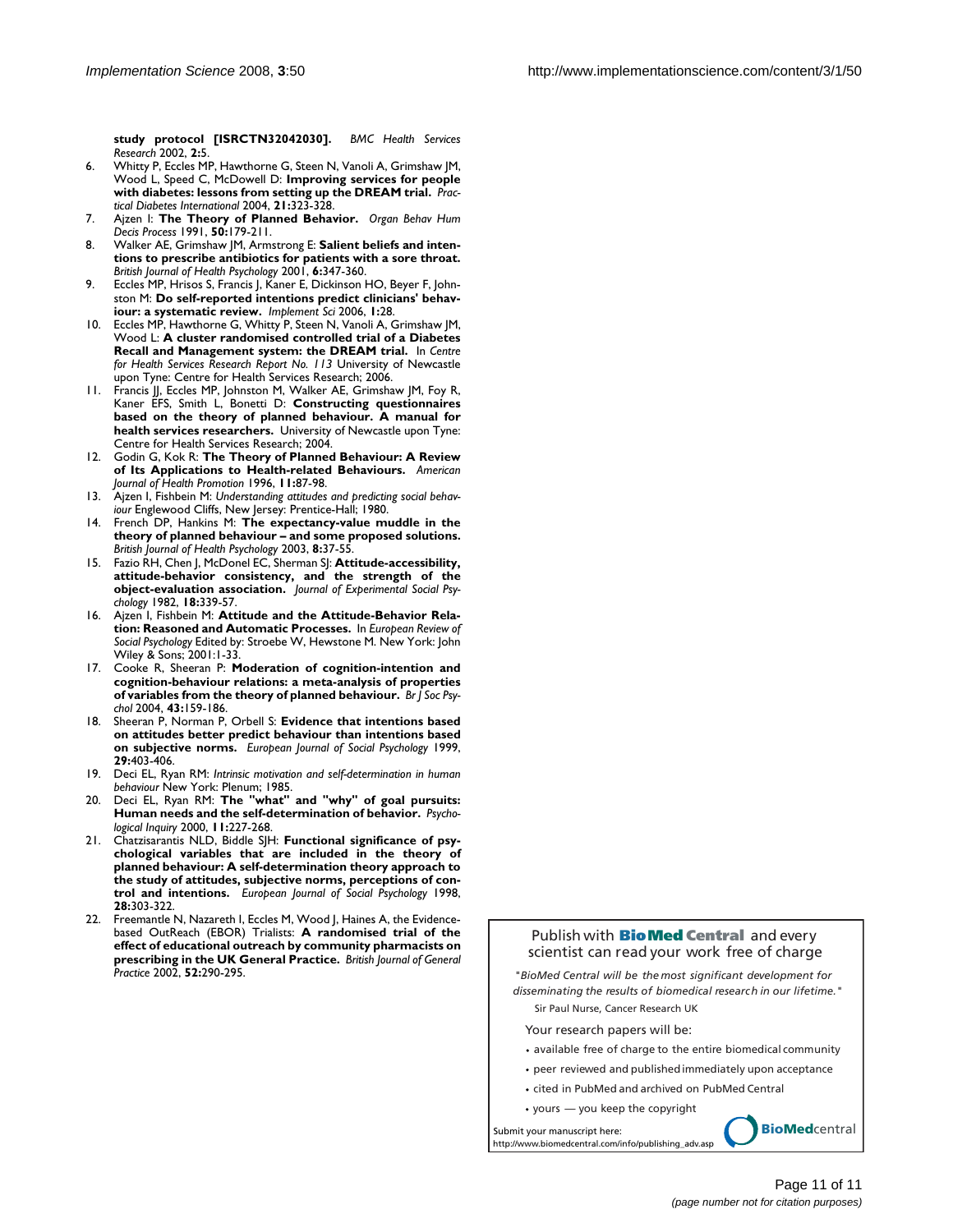study protocol [ISRCTN32042030]. *BMC Health Services Research* 2002, **2:**5.

6. Whitty P, Eccles MP, Hawthorne G, Steen N, Vanoli A, Grimshaw JM, Wood L, Speed C, McDowell D: **Improving services for people with diabetes: lessons from setting up the DREAM trial.** *Practical Diabetes International* 2004, **21:**323-328.
7. Ajzen I: **The Theory of Planned Behavior.** *Organ Behav Hum Decis Process* 1991, **50:**179-211.
8. Walker AE, Grimshaw JM, Armstrong E: **Salient beliefs and intentions to prescribe antibiotics for patients with a sore throat.** *British Journal of Health Psychology* 2001, **6:**347-360.
9. Eccles MP, Hrisos S, Francis J, Kaner E, Dickinson HO, Beyer F, Johnston M: **Do self-reported intentions predict clinicians' behaviour: a systematic review.** *Implement Sci* 2006, **1:**28.
10. Eccles MP, Hawthorne G, Whitty P, Steen N, Vanoli A, Grimshaw JM, Wood L: **A cluster randomised controlled trial of a Diabetes Recall and Management system: the DREAM trial.** In *Centre for Health Services Research Report No. 113* University of Newcastle upon Tyne: Centre for Health Services Research; 2006.
11. Francis JJ, Eccles MP, Johnston M, Walker AE, Grimshaw JM, Foy R, Kaner EFS, Smith L, Bonetti D: **Constructing questionnaires based on the theory of planned behaviour. A manual for health services researchers.** University of Newcastle upon Tyne: Centre for Health Services Research; 2004.
12. Godin G, Kok R: **The Theory of Planned Behaviour: A Review of Its Applications to Health-related Behaviours.** *American Journal of Health Promotion* 1996, **11:**87-98.
13. Ajzen I, Fishbein M: *Understanding attitudes and predicting social behaviour* Englewood Cliffs, New Jersey: Prentice-Hall; 1980.
14. French DP, Hankins M: **The expectancy-value muddle in the theory of planned behaviour – and some proposed solutions.** *British Journal of Health Psychology* 2003, **8:**37-55.
15. Fazio RH, Chen J, McDonel EC, Sherman SJ: **Attitude-accessibility, attitude-behavior consistency, and the strength of the object-evaluation association.** *Journal of Experimental Social Psychology* 1982, **18:**339-57.
16. Ajzen I, Fishbein M: **Attitude and the Attitude-Behavior Relation: Reasoned and Automatic Processes.** In *European Review of Social Psychology* Edited by: Stroebe W, Hewstone M. New York: John Wiley & Sons; 2001:1-33.
17. Cooke R, Sheeran P: **Moderation of cognition-intention and cognition-behaviour relations: a meta-analysis of properties of variables from the theory of planned behaviour.** *Br J Soc Psychol* 2004, **43:**159-186.
18. Sheeran P, Norman P, Orbell S: **Evidence that intentions based on attitudes better predict behaviour than intentions based on subjective norms.** *European Journal of Social Psychology* 1999, **29:**403-406.
19. Deci EL, Ryan RM: *Intrinsic motivation and self-determination in human behaviour* New York: Plenum; 1985.
20. Deci EL, Ryan RM: **The "what" and "why" of goal pursuits: Human needs and the self-determination of behavior.** *Psychological Inquiry* 2000, **11:**227-268.
21. Chatzisarantis NLD, Biddle SJH: **Functional significance of psychological variables that are included in the theory of planned behaviour: A self-determination theory approach to the study of attitudes, subjective norms, perceptions of control and intentions.** *European Journal of Social Psychology* 1998, **28:**303-322.
22. Freemantle N, Nazareth I, Eccles M, Wood J, Haines A, the Evidence-based OutReach (EBOR) Trialists: **A randomised trial of the effect of educational outreach by community pharmacists on prescribing in the UK General Practice.** *British Journal of General Practice* 2002, **52:**290-295.

Publish with **BioMed Central** and every scientist can read your work free of charge

*"BioMed Central will be the most significant development for disseminating the results of biomedical research in our lifetime."*

Sir Paul Nurse, Cancer Research UK

Your research papers will be:

- available free of charge to the entire biomedical community
- peer reviewed and published immediately upon acceptance
- cited in PubMed and archived on PubMed Central
- yours — you keep the copyright

Submit your manuscript here:
http://www.biomedcentral.com/info/publishing_adv.asp

**BioMed**central